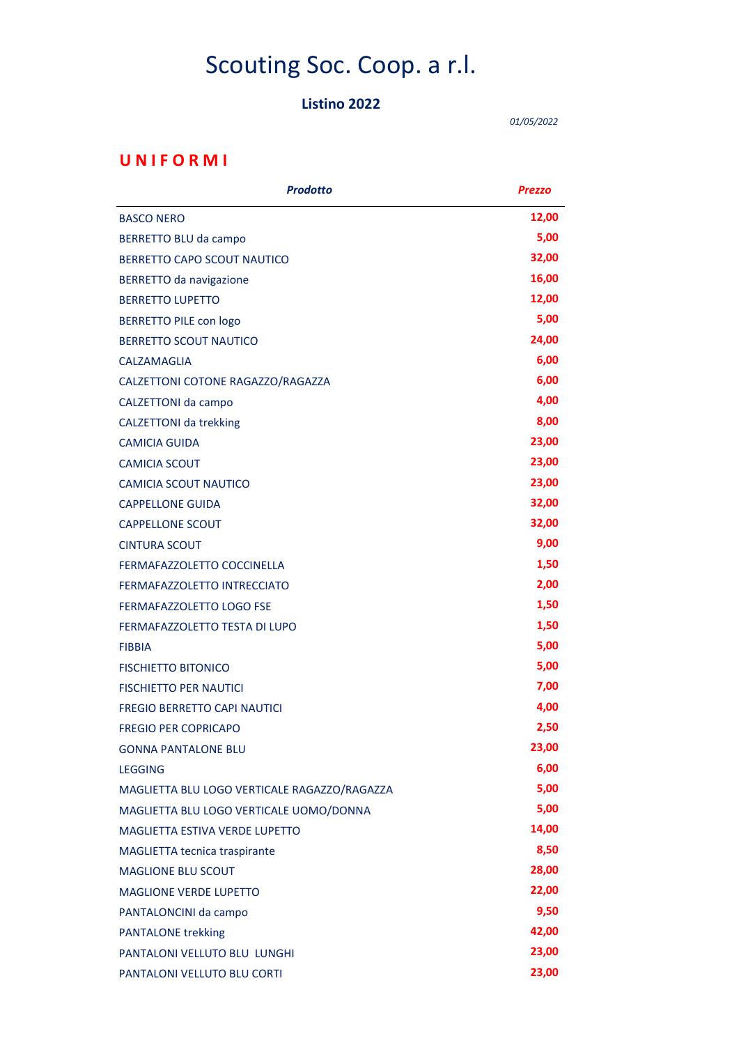# Scouting Soc. Coop. a r.l.

**Listino 2022**

*01/05/2022*

## UNIFORMI

| *Prodotto* | *Prezzo* |
|---|---|
| BASCO NERO | 12,00 |
| BERRETTO BLU da campo | 5,00 |
| BERRETTO CAPO SCOUT NAUTICO | 32,00 |
| BERRETTO da navigazione | 16,00 |
| BERRETTO LUPETTO | 12,00 |
| BERRETTO PILE con logo | 5,00 |
| BERRETTO SCOUT NAUTICO | 24,00 |
| CALZAMAGLIA | 6,00 |
| CALZETTONI COTONE RAGAZZO/RAGAZZA | 6,00 |
| CALZETTONI da campo | 4,00 |
| CALZETTONI da trekking | 8,00 |
| CAMICIA GUIDA | 23,00 |
| CAMICIA SCOUT | 23,00 |
| CAMICIA SCOUT NAUTICO | 23,00 |
| CAPPELLONE GUIDA | 32,00 |
| CAPPELLONE SCOUT | 32,00 |
| CINTURA SCOUT | 9,00 |
| FERMAFAZZOLETTO COCCINELLA | 1,50 |
| FERMAFAZZOLETTO INTRECCIATO | 2,00 |
| FERMAFAZZOLETTO LOGO FSE | 1,50 |
| FERMAFAZZOLETTO TESTA DI LUPO | 1,50 |
| FIBBIA | 5,00 |
| FISCHIETTO BITONICO | 5,00 |
| FISCHIETTO PER NAUTICI | 7,00 |
| FREGIO BERRETTO CAPI NAUTICI | 4,00 |
| FREGIO PER COPRICAPO | 2,50 |
| GONNA PANTALONE BLU | 23,00 |
| LEGGING | 6,00 |
| MAGLIETTA BLU LOGO VERTICALE RAGAZZO/RAGAZZA | 5,00 |
| MAGLIETTA BLU LOGO VERTICALE UOMO/DONNA | 5,00 |
| MAGLIETTA ESTIVA VERDE LUPETTO | 14,00 |
| MAGLIETTA tecnica traspirante | 8,50 |
| MAGLIONE BLU SCOUT | 28,00 |
| MAGLIONE VERDE LUPETTO | 22,00 |
| PANTALONCINI da campo | 9,50 |
| PANTALONE trekking | 42,00 |
| PANTALONI VELLUTO BLU LUNGHI | 23,00 |
| PANTALONI VELLUTO BLU CORTI | 23,00 |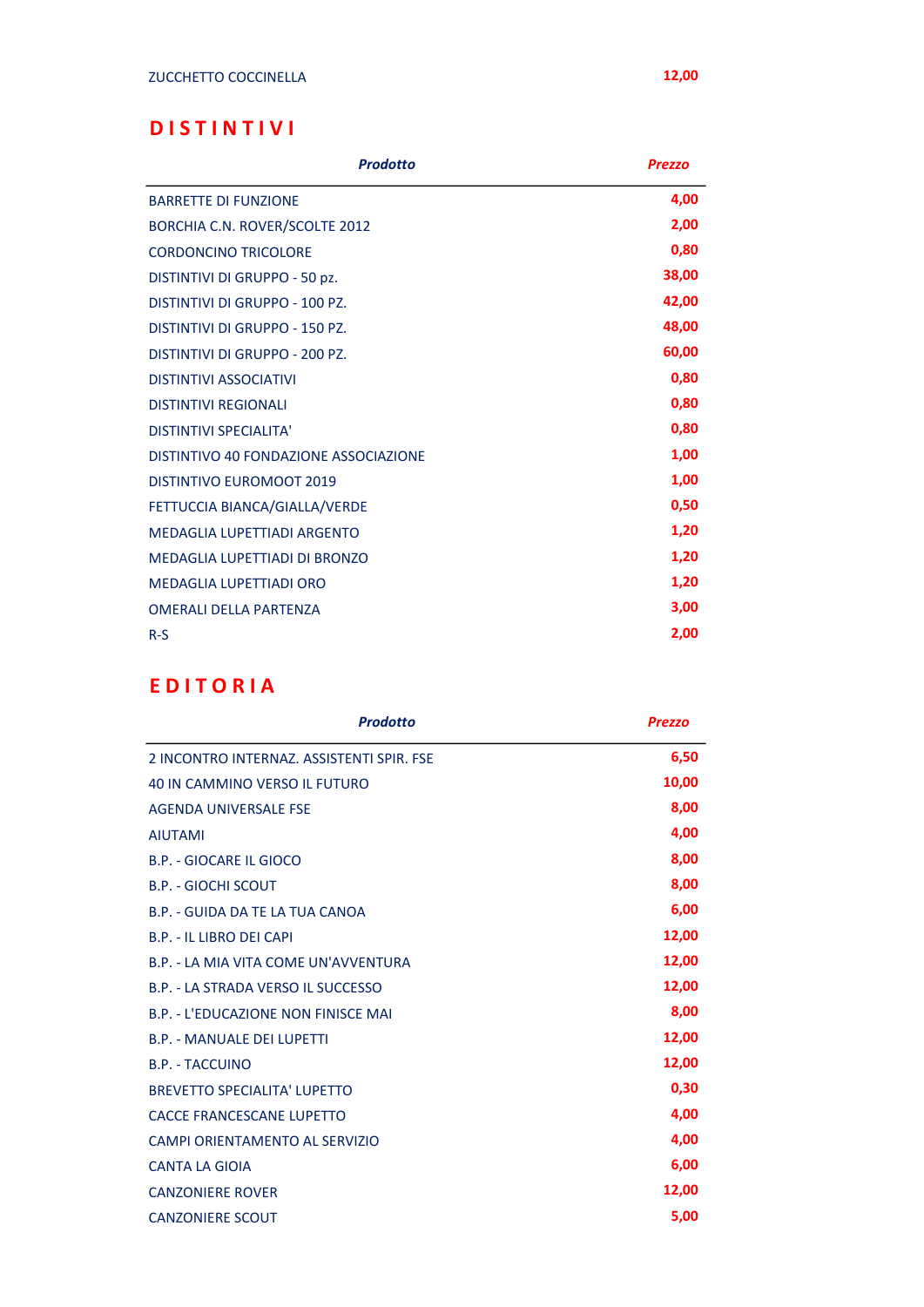| ZUCCHETTO COCCINELLA | 12,00 |
|---|---|

## DISTINTIVI

| *Prodotto* | *Prezzo* |
|---|---|
| BARRETTE DI FUNZIONE | 4,00 |
| BORCHIA C.N. ROVER/SCOLTE 2012 | 2,00 |
| CORDONCINO TRICOLORE | 0,80 |
| DISTINTIVI DI GRUPPO - 50 pz. | 38,00 |
| DISTINTIVI DI GRUPPO - 100 PZ. | 42,00 |
| DISTINTIVI DI GRUPPO - 150 PZ. | 48,00 |
| DISTINTIVI DI GRUPPO - 200 PZ. | 60,00 |
| DISTINTIVI ASSOCIATIVI | 0,80 |
| DISTINTIVI REGIONALI | 0,80 |
| DISTINTIVI SPECIALITA' | 0,80 |
| DISTINTIVO 40 FONDAZIONE ASSOCIAZIONE | 1,00 |
| DISTINTIVO EUROMOOT 2019 | 1,00 |
| FETTUCCIA BIANCA/GIALLA/VERDE | 0,50 |
| MEDAGLIA LUPETTIADI ARGENTO | 1,20 |
| MEDAGLIA LUPETTIADI DI BRONZO | 1,20 |
| MEDAGLIA LUPETTIADI ORO | 1,20 |
| OMERALI DELLA PARTENZA | 3,00 |
| R-S | 2,00 |

## EDITORIA

| *Prodotto* | *Prezzo* |
|---|---|
| 2 INCONTRO INTERNAZ. ASSISTENTI SPIR. FSE | 6,50 |
| 40 IN CAMMINO VERSO IL FUTURO | 10,00 |
| AGENDA UNIVERSALE FSE | 8,00 |
| AIUTAMI | 4,00 |
| B.P. - GIOCARE IL GIOCO | 8,00 |
| B.P. - GIOCHI SCOUT | 8,00 |
| B.P. - GUIDA DA TE LA TUA CANOA | 6,00 |
| B.P. - IL LIBRO DEI CAPI | 12,00 |
| B.P. - LA MIA VITA COME UN'AVVENTURA | 12,00 |
| B.P. - LA STRADA VERSO IL SUCCESSO | 12,00 |
| B.P. - L'EDUCAZIONE NON FINISCE MAI | 8,00 |
| B.P. - MANUALE DEI LUPETTI | 12,00 |
| B.P. - TACCUINO | 12,00 |
| BREVETTO SPECIALITA' LUPETTO | 0,30 |
| CACCE FRANCESCANE LUPETTO | 4,00 |
| CAMPI ORIENTAMENTO AL SERVIZIO | 4,00 |
| CANTA LA GIOIA | 6,00 |
| CANZONIERE ROVER | 12,00 |
| CANZONIERE SCOUT | 5,00 |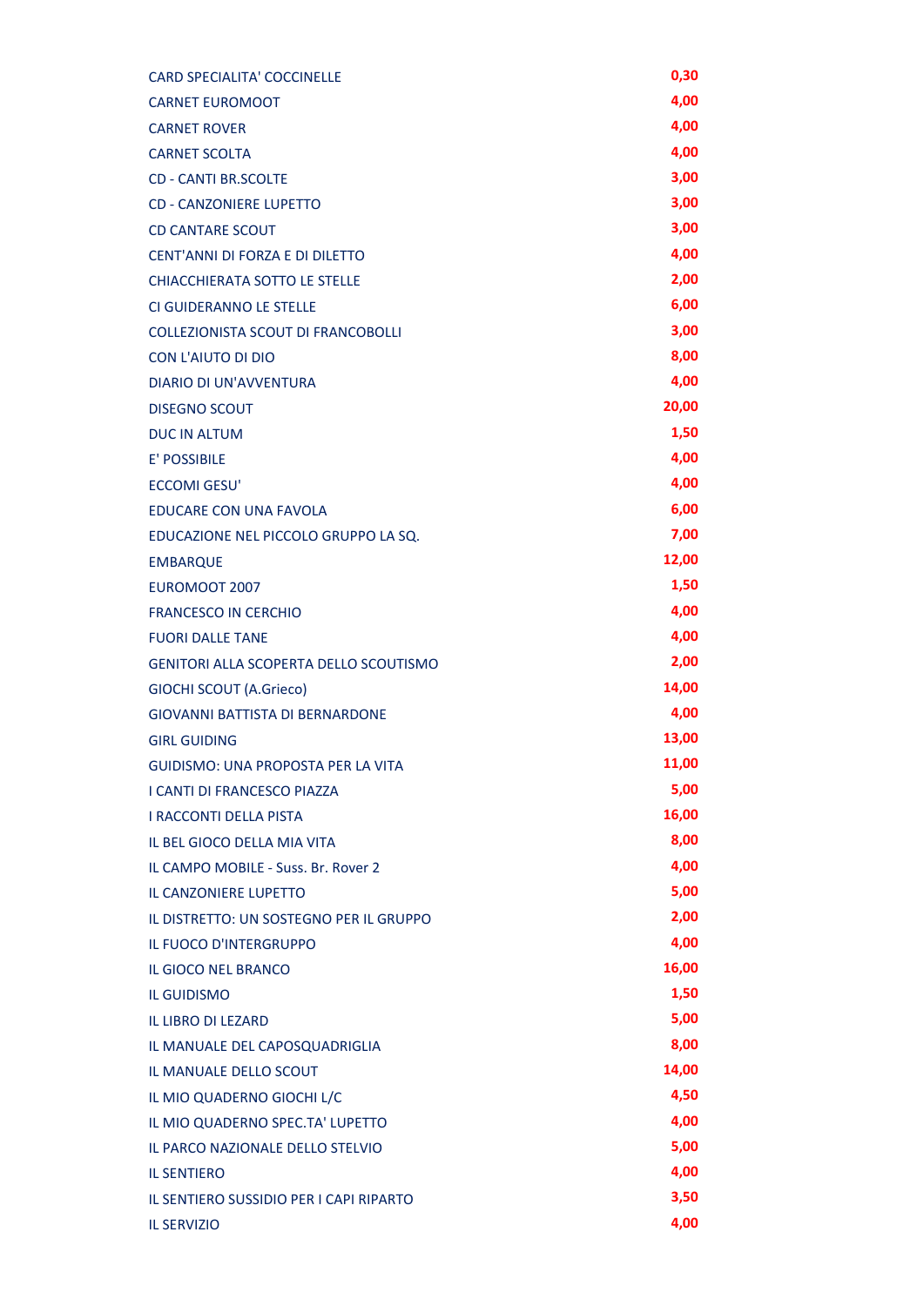| | |
|---|---|
| CARD SPECIALITA' COCCINELLE | 0,30 |
| CARNET EUROMOOT | 4,00 |
| CARNET ROVER | 4,00 |
| CARNET SCOLTA | 4,00 |
| CD - CANTI BR.SCOLTE | 3,00 |
| CD - CANZONIERE LUPETTO | 3,00 |
| CD CANTARE SCOUT | 3,00 |
| CENT'ANNI DI FORZA E DI DILETTO | 4,00 |
| CHIACCHIERATA SOTTO LE STELLE | 2,00 |
| CI GUIDERANNO LE STELLE | 6,00 |
| COLLEZIONISTA SCOUT DI FRANCOBOLLI | 3,00 |
| CON L'AIUTO DI DIO | 8,00 |
| DIARIO DI UN'AVVENTURA | 4,00 |
| DISEGNO SCOUT | 20,00 |
| DUC IN ALTUM | 1,50 |
| E' POSSIBILE | 4,00 |
| ECCOMI GESU' | 4,00 |
| EDUCARE CON UNA FAVOLA | 6,00 |
| EDUCAZIONE NEL PICCOLO GRUPPO LA SQ. | 7,00 |
| EMBARQUE | 12,00 |
| EUROMOOT 2007 | 1,50 |
| FRANCESCO IN CERCHIO | 4,00 |
| FUORI DALLE TANE | 4,00 |
| GENITORI ALLA SCOPERTA DELLO SCOUTISMO | 2,00 |
| GIOCHI SCOUT (A.Grieco) | 14,00 |
| GIOVANNI BATTISTA DI BERNARDONE | 4,00 |
| GIRL GUIDING | 13,00 |
| GUIDISMO: UNA PROPOSTA PER LA VITA | 11,00 |
| I CANTI DI FRANCESCO PIAZZA | 5,00 |
| I RACCONTI DELLA PISTA | 16,00 |
| IL BEL GIOCO DELLA MIA VITA | 8,00 |
| IL CAMPO MOBILE - Suss. Br. Rover 2 | 4,00 |
| IL CANZONIERE LUPETTO | 5,00 |
| IL DISTRETTO: UN SOSTEGNO PER IL GRUPPO | 2,00 |
| IL FUOCO D'INTERGRUPPO | 4,00 |
| IL GIOCO NEL BRANCO | 16,00 |
| IL GUIDISMO | 1,50 |
| IL LIBRO DI LEZARD | 5,00 |
| IL MANUALE DEL CAPOSQUADRIGLIA | 8,00 |
| IL MANUALE DELLO SCOUT | 14,00 |
| IL MIO QUADERNO GIOCHI L/C | 4,50 |
| IL MIO QUADERNO SPEC.TA' LUPETTO | 4,00 |
| IL PARCO NAZIONALE DELLO STELVIO | 5,00 |
| IL SENTIERO | 4,00 |
| IL SENTIERO SUSSIDIO PER I CAPI RIPARTO | 3,50 |
| IL SERVIZIO | 4,00 |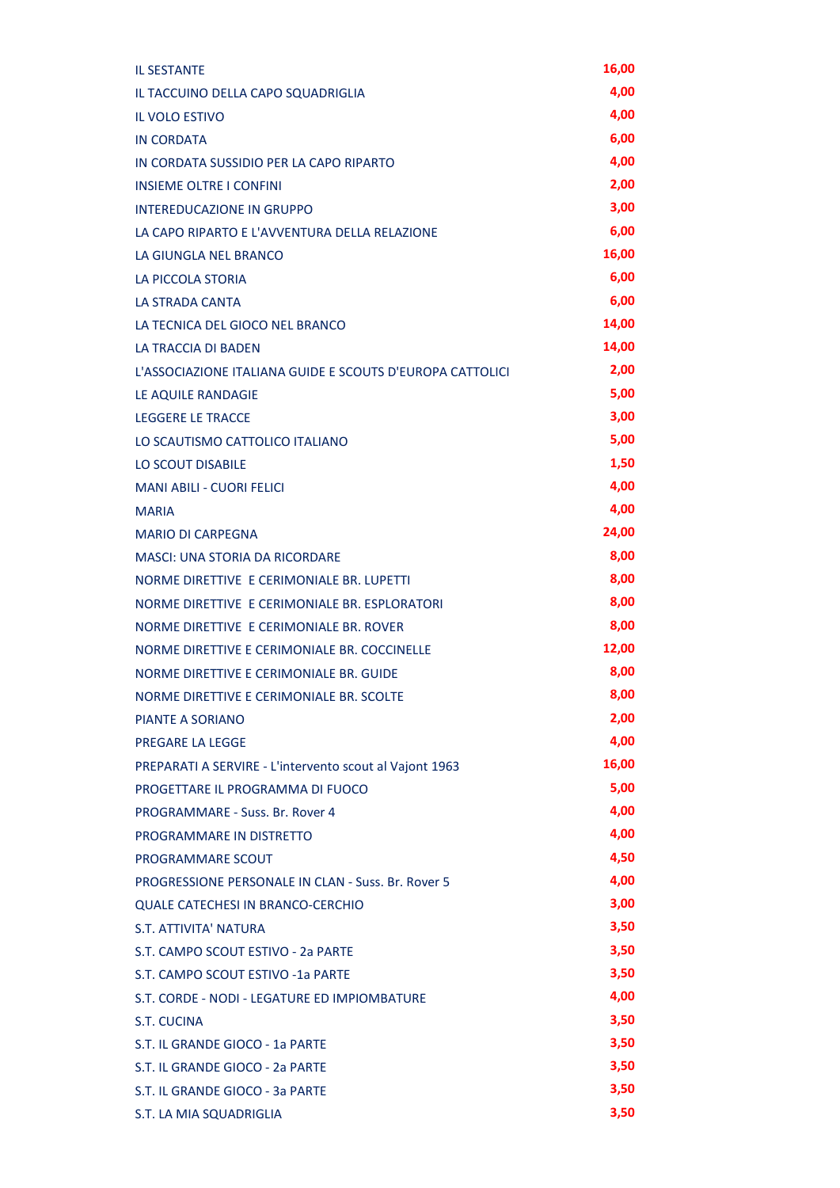| | |
|---|---|
| IL SESTANTE | 16,00 |
| IL TACCUINO DELLA CAPO SQUADRIGLIA | 4,00 |
| IL VOLO ESTIVO | 4,00 |
| IN CORDATA | 6,00 |
| IN CORDATA SUSSIDIO PER LA CAPO RIPARTO | 4,00 |
| INSIEME OLTRE I CONFINI | 2,00 |
| INTEREDUCAZIONE IN GRUPPO | 3,00 |
| LA CAPO RIPARTO E L'AVVENTURA DELLA RELAZIONE | 6,00 |
| LA GIUNGLA NEL BRANCO | 16,00 |
| LA PICCOLA STORIA | 6,00 |
| LA STRADA CANTA | 6,00 |
| LA TECNICA DEL GIOCO NEL BRANCO | 14,00 |
| LA TRACCIA DI BADEN | 14,00 |
| L'ASSOCIAZIONE ITALIANA GUIDE E SCOUTS D'EUROPA CATTOLICI | 2,00 |
| LE AQUILE RANDAGIE | 5,00 |
| LEGGERE LE TRACCE | 3,00 |
| LO SCAUTISMO CATTOLICO ITALIANO | 5,00 |
| LO SCOUT DISABILE | 1,50 |
| MANI ABILI - CUORI FELICI | 4,00 |
| MARIA | 4,00 |
| MARIO DI CARPEGNA | 24,00 |
| MASCI: UNA STORIA DA RICORDARE | 8,00 |
| NORME DIRETTIVE E CERIMONIALE BR. LUPETTI | 8,00 |
| NORME DIRETTIVE E CERIMONIALE BR. ESPLORATORI | 8,00 |
| NORME DIRETTIVE E CERIMONIALE BR. ROVER | 8,00 |
| NORME DIRETTIVE E CERIMONIALE BR. COCCINELLE | 12,00 |
| NORME DIRETTIVE E CERIMONIALE BR. GUIDE | 8,00 |
| NORME DIRETTIVE E CERIMONIALE BR. SCOLTE | 8,00 |
| PIANTE A SORIANO | 2,00 |
| PREGARE LA LEGGE | 4,00 |
| PREPARATI A SERVIRE - L'intervento scout al Vajont 1963 | 16,00 |
| PROGETTARE IL PROGRAMMA DI FUOCO | 5,00 |
| PROGRAMMARE - Suss. Br. Rover 4 | 4,00 |
| PROGRAMMARE IN DISTRETTO | 4,00 |
| PROGRAMMARE SCOUT | 4,50 |
| PROGRESSIONE PERSONALE IN CLAN - Suss. Br. Rover 5 | 4,00 |
| QUALE CATECHESI IN BRANCO-CERCHIO | 3,00 |
| S.T. ATTIVITA' NATURA | 3,50 |
| S.T. CAMPO SCOUT ESTIVO - 2a PARTE | 3,50 |
| S.T. CAMPO SCOUT ESTIVO -1a PARTE | 3,50 |
| S.T. CORDE - NODI - LEGATURE ED IMPIOMBATURE | 4,00 |
| S.T. CUCINA | 3,50 |
| S.T. IL GRANDE GIOCO - 1a PARTE | 3,50 |
| S.T. IL GRANDE GIOCO - 2a PARTE | 3,50 |
| S.T. IL GRANDE GIOCO - 3a PARTE | 3,50 |
| S.T. LA MIA SQUADRIGLIA | 3,50 |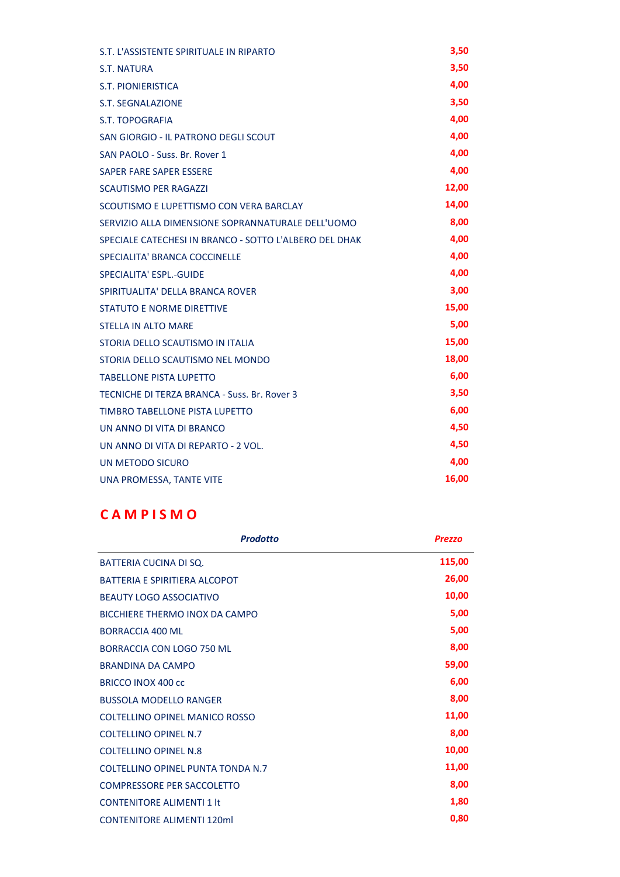| | |
|---|---|
| S.T. L'ASSISTENTE SPIRITUALE IN RIPARTO | 3,50 |
| S.T. NATURA | 3,50 |
| S.T. PIONIERISTICA | 4,00 |
| S.T. SEGNALAZIONE | 3,50 |
| S.T. TOPOGRAFIA | 4,00 |
| SAN GIORGIO - IL PATRONO DEGLI SCOUT | 4,00 |
| SAN PAOLO - Suss. Br. Rover 1 | 4,00 |
| SAPER FARE SAPER ESSERE | 4,00 |
| SCAUTISMO PER RAGAZZI | 12,00 |
| SCOUTISMO E LUPETTISMO CON VERA BARCLAY | 14,00 |
| SERVIZIO ALLA DIMENSIONE SOPRANNATURALE DELL'UOMO | 8,00 |
| SPECIALE CATECHESI IN BRANCO - SOTTO L'ALBERO DEL DHAK | 4,00 |
| SPECIALITA' BRANCA COCCINELLE | 4,00 |
| SPECIALITA' ESPL.-GUIDE | 4,00 |
| SPIRITUALITA' DELLA BRANCA ROVER | 3,00 |
| STATUTO E NORME DIRETTIVE | 15,00 |
| STELLA IN ALTO MARE | 5,00 |
| STORIA DELLO SCAUTISMO IN ITALIA | 15,00 |
| STORIA DELLO SCAUTISMO NEL MONDO | 18,00 |
| TABELLONE PISTA LUPETTO | 6,00 |
| TECNICHE DI TERZA BRANCA - Suss. Br. Rover 3 | 3,50 |
| TIMBRO TABELLONE PISTA LUPETTO | 6,00 |
| UN ANNO DI VITA DI BRANCO | 4,50 |
| UN ANNO DI VITA DI REPARTO - 2 VOL. | 4,50 |
| UN METODO SICURO | 4,00 |
| UNA PROMESSA, TANTE VITE | 16,00 |

## C A M P I S M O

| *Prodotto* | *Prezzo* |
|---|---|
| BATTERIA CUCINA DI SQ. | 115,00 |
| BATTERIA E SPIRITIERA ALCOPOT | 26,00 |
| BEAUTY LOGO ASSOCIATIVO | 10,00 |
| BICCHIERE THERMO INOX DA CAMPO | 5,00 |
| BORRACCIA 400 ML | 5,00 |
| BORRACCIA CON LOGO 750 ML | 8,00 |
| BRANDINA DA CAMPO | 59,00 |
| BRICCO INOX 400 cc | 6,00 |
| BUSSOLA MODELLO RANGER | 8,00 |
| COLTELLINO OPINEL MANICO ROSSO | 11,00 |
| COLTELLINO OPINEL N.7 | 8,00 |
| COLTELLINO OPINEL N.8 | 10,00 |
| COLTELLINO OPINEL PUNTA TONDA N.7 | 11,00 |
| COMPRESSORE PER SACCOLETTO | 8,00 |
| CONTENITORE ALIMENTI 1 lt | 1,80 |
| CONTENITORE ALIMENTI 120ml | 0,80 |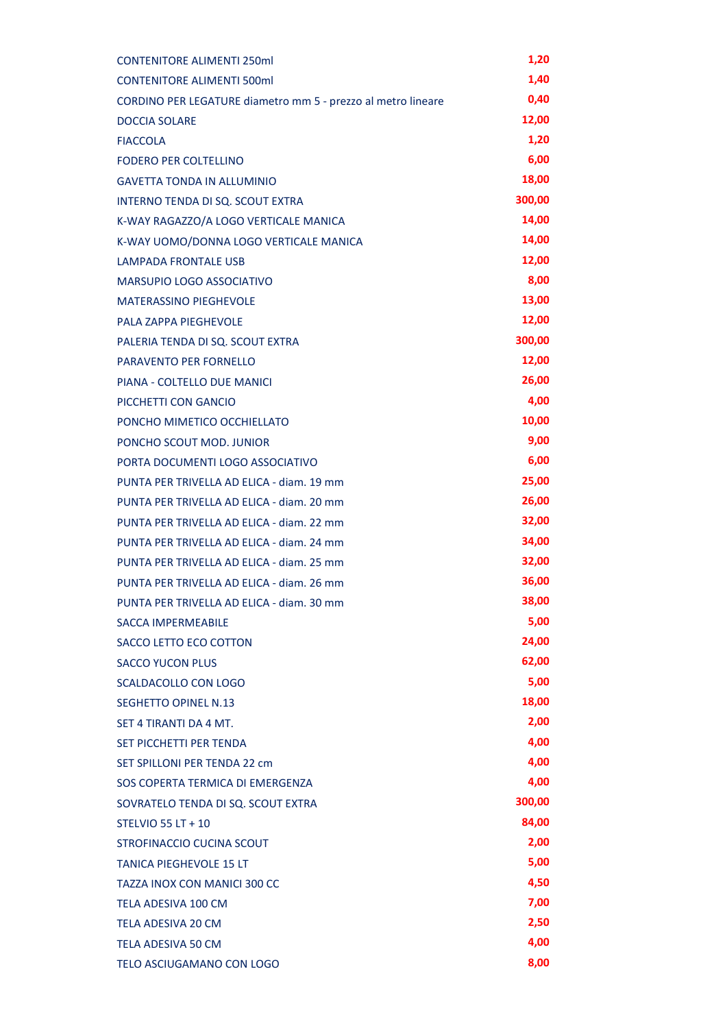| | |
|---|---|
| CONTENITORE ALIMENTI 250ml | 1,20 |
| CONTENITORE ALIMENTI 500ml | 1,40 |
| CORDINO PER LEGATURE diametro mm 5 - prezzo al metro lineare | 0,40 |
| DOCCIA SOLARE | 12,00 |
| FIACCOLA | 1,20 |
| FODERO PER COLTELLINO | 6,00 |
| GAVETTA TONDA IN ALLUMINIO | 18,00 |
| INTERNO TENDA DI SQ. SCOUT EXTRA | 300,00 |
| K-WAY RAGAZZO/A LOGO VERTICALE MANICA | 14,00 |
| K-WAY UOMO/DONNA LOGO VERTICALE MANICA | 14,00 |
| LAMPADA FRONTALE USB | 12,00 |
| MARSUPIO LOGO ASSOCIATIVO | 8,00 |
| MATERASSINO PIEGHEVOLE | 13,00 |
| PALA ZAPPA PIEGHEVOLE | 12,00 |
| PALERIA TENDA DI SQ. SCOUT EXTRA | 300,00 |
| PARAVENTO PER FORNELLO | 12,00 |
| PIANA - COLTELLO DUE MANICI | 26,00 |
| PICCHETTI CON GANCIO | 4,00 |
| PONCHO MIMETICO OCCHIELLATO | 10,00 |
| PONCHO SCOUT MOD. JUNIOR | 9,00 |
| PORTA DOCUMENTI LOGO ASSOCIATIVO | 6,00 |
| PUNTA PER TRIVELLA AD ELICA - diam. 19 mm | 25,00 |
| PUNTA PER TRIVELLA AD ELICA - diam. 20 mm | 26,00 |
| PUNTA PER TRIVELLA AD ELICA - diam. 22 mm | 32,00 |
| PUNTA PER TRIVELLA AD ELICA - diam. 24 mm | 34,00 |
| PUNTA PER TRIVELLA AD ELICA - diam. 25 mm | 32,00 |
| PUNTA PER TRIVELLA AD ELICA - diam. 26 mm | 36,00 |
| PUNTA PER TRIVELLA AD ELICA - diam. 30 mm | 38,00 |
| SACCA IMPERMEABILE | 5,00 |
| SACCO LETTO ECO COTTON | 24,00 |
| SACCO YUCON PLUS | 62,00 |
| SCALDACOLLO CON LOGO | 5,00 |
| SEGHETTO OPINEL N.13 | 18,00 |
| SET 4 TIRANTI DA 4 MT. | 2,00 |
| SET PICCHETTI PER TENDA | 4,00 |
| SET SPILLONI PER TENDA 22 cm | 4,00 |
| SOS COPERTA TERMICA DI EMERGENZA | 4,00 |
| SOVRATELO TENDA DI SQ. SCOUT EXTRA | 300,00 |
| STELVIO 55 LT + 10 | 84,00 |
| STROFINACCIO CUCINA SCOUT | 2,00 |
| TANICA PIEGHEVOLE 15 LT | 5,00 |
| TAZZA INOX CON MANICI 300 CC | 4,50 |
| TELA ADESIVA 100 CM | 7,00 |
| TELA ADESIVA 20 CM | 2,50 |
| TELA ADESIVA 50 CM | 4,00 |
| TELO ASCIUGAMANO CON LOGO | 8,00 |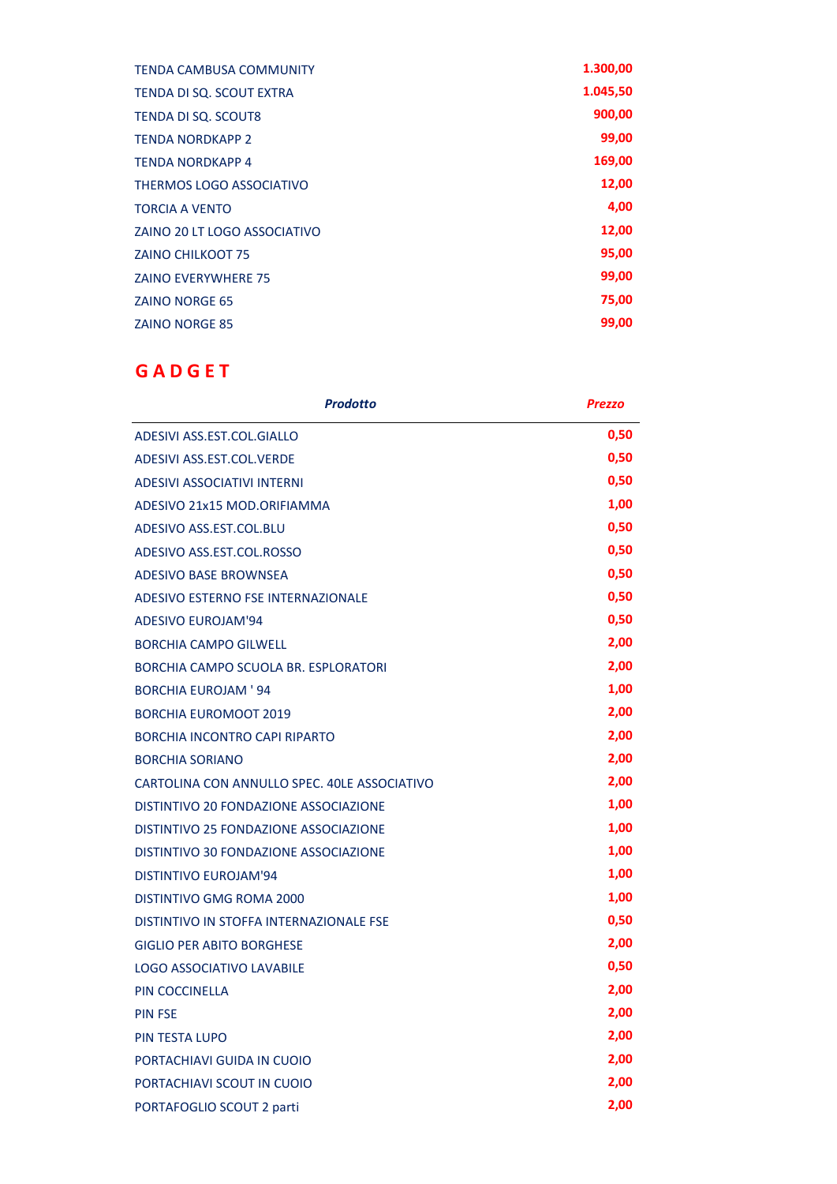| | |
|---|---|
| TENDA CAMBUSA COMMUNITY | **1.300,00** |
| TENDA DI SQ. SCOUT EXTRA | **1.045,50** |
| TENDA DI SQ. SCOUT8 | **900,00** |
| TENDA NORDKAPP 2 | **99,00** |
| TENDA NORDKAPP 4 | **169,00** |
| THERMOS LOGO ASSOCIATIVO | **12,00** |
| TORCIA A VENTO | **4,00** |
| ZAINO 20 LT LOGO ASSOCIATIVO | **12,00** |
| ZAINO CHILKOOT 75 | **95,00** |
| ZAINO EVERYWHERE 75 | **99,00** |
| ZAINO NORGE 65 | **75,00** |
| ZAINO NORGE 85 | **99,00** |

## G A D G E T

| ***Prodotto*** | ***Prezzo*** |
|---|---|
| ADESIVI ASS.EST.COL.GIALLO | **0,50** |
| ADESIVI ASS.EST.COL.VERDE | **0,50** |
| ADESIVI ASSOCIATIVI INTERNI | **0,50** |
| ADESIVO 21x15 MOD.ORIFIAMMA | **1,00** |
| ADESIVO ASS.EST.COL.BLU | **0,50** |
| ADESIVO ASS.EST.COL.ROSSO | **0,50** |
| ADESIVO BASE BROWNSEA | **0,50** |
| ADESIVO ESTERNO FSE INTERNAZIONALE | **0,50** |
| ADESIVO EUROJAM'94 | **0,50** |
| BORCHIA CAMPO GILWELL | **2,00** |
| BORCHIA CAMPO SCUOLA BR. ESPLORATORI | **2,00** |
| BORCHIA EUROJAM ' 94 | **1,00** |
| BORCHIA EUROMOOT 2019 | **2,00** |
| BORCHIA INCONTRO CAPI RIPARTO | **2,00** |
| BORCHIA SORIANO | **2,00** |
| CARTOLINA CON ANNULLO SPEC. 40LE ASSOCIATIVO | **2,00** |
| DISTINTIVO 20 FONDAZIONE ASSOCIAZIONE | **1,00** |
| DISTINTIVO 25 FONDAZIONE ASSOCIAZIONE | **1,00** |
| DISTINTIVO 30 FONDAZIONE ASSOCIAZIONE | **1,00** |
| DISTINTIVO EUROJAM'94 | **1,00** |
| DISTINTIVO GMG ROMA 2000 | **1,00** |
| DISTINTIVO IN STOFFA INTERNAZIONALE FSE | **0,50** |
| GIGLIO PER ABITO BORGHESE | **2,00** |
| LOGO ASSOCIATIVO LAVABILE | **0,50** |
| PIN COCCINELLA | **2,00** |
| PIN FSE | **2,00** |
| PIN TESTA LUPO | **2,00** |
| PORTACHIAVI GUIDA IN CUOIO | **2,00** |
| PORTACHIAVI SCOUT IN CUOIO | **2,00** |
| PORTAFOGLIO SCOUT 2 parti | **2,00** |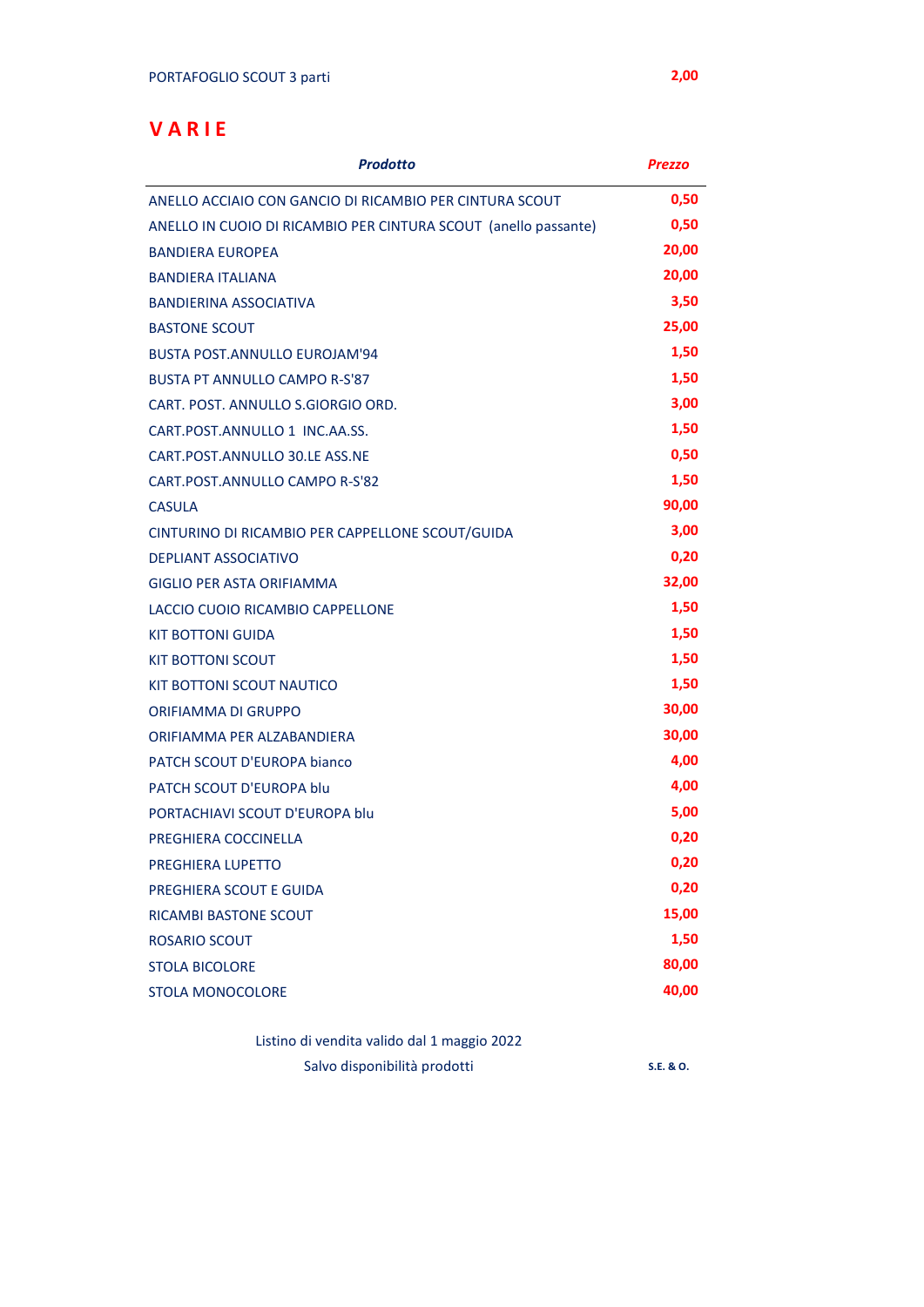| | |
|---|---|
| PORTAFOGLIO SCOUT 3 parti | 2,00 |

## VARIE

| *Prodotto* | *Prezzo* |
|---|---|
| ANELLO ACCIAIO CON GANCIO DI RICAMBIO PER CINTURA SCOUT | 0,50 |
| ANELLO IN CUOIO DI RICAMBIO PER CINTURA SCOUT (anello passante) | 0,50 |
| BANDIERA EUROPEA | 20,00 |
| BANDIERA ITALIANA | 20,00 |
| BANDIERINA ASSOCIATIVA | 3,50 |
| BASTONE SCOUT | 25,00 |
| BUSTA POST.ANNULLO EUROJAM'94 | 1,50 |
| BUSTA PT ANNULLO CAMPO R-S'87 | 1,50 |
| CART. POST. ANNULLO S.GIORGIO ORD. | 3,00 |
| CART.POST.ANNULLO 1 INC.AA.SS. | 1,50 |
| CART.POST.ANNULLO 30.LE ASS.NE | 0,50 |
| CART.POST.ANNULLO CAMPO R-S'82 | 1,50 |
| CASULA | 90,00 |
| CINTURINO DI RICAMBIO PER CAPPELLONE SCOUT/GUIDA | 3,00 |
| DEPLIANT ASSOCIATIVO | 0,20 |
| GIGLIO PER ASTA ORIFIAMMA | 32,00 |
| LACCIO CUOIO RICAMBIO CAPPELLONE | 1,50 |
| KIT BOTTONI GUIDA | 1,50 |
| KIT BOTTONI SCOUT | 1,50 |
| KIT BOTTONI SCOUT NAUTICO | 1,50 |
| ORIFIAMMA DI GRUPPO | 30,00 |
| ORIFIAMMA PER ALZABANDIERA | 30,00 |
| PATCH SCOUT D'EUROPA bianco | 4,00 |
| PATCH SCOUT D'EUROPA blu | 4,00 |
| PORTACHIAVI SCOUT D'EUROPA blu | 5,00 |
| PREGHIERA COCCINELLA | 0,20 |
| PREGHIERA LUPETTO | 0,20 |
| PREGHIERA SCOUT E GUIDA | 0,20 |
| RICAMBI BASTONE SCOUT | 15,00 |
| ROSARIO SCOUT | 1,50 |
| STOLA BICOLORE | 80,00 |
| STOLA MONOCOLORE | 40,00 |

Listino di vendita valido dal 1 maggio 2022

Salvo disponibilità prodotti

**S.E. & O.**